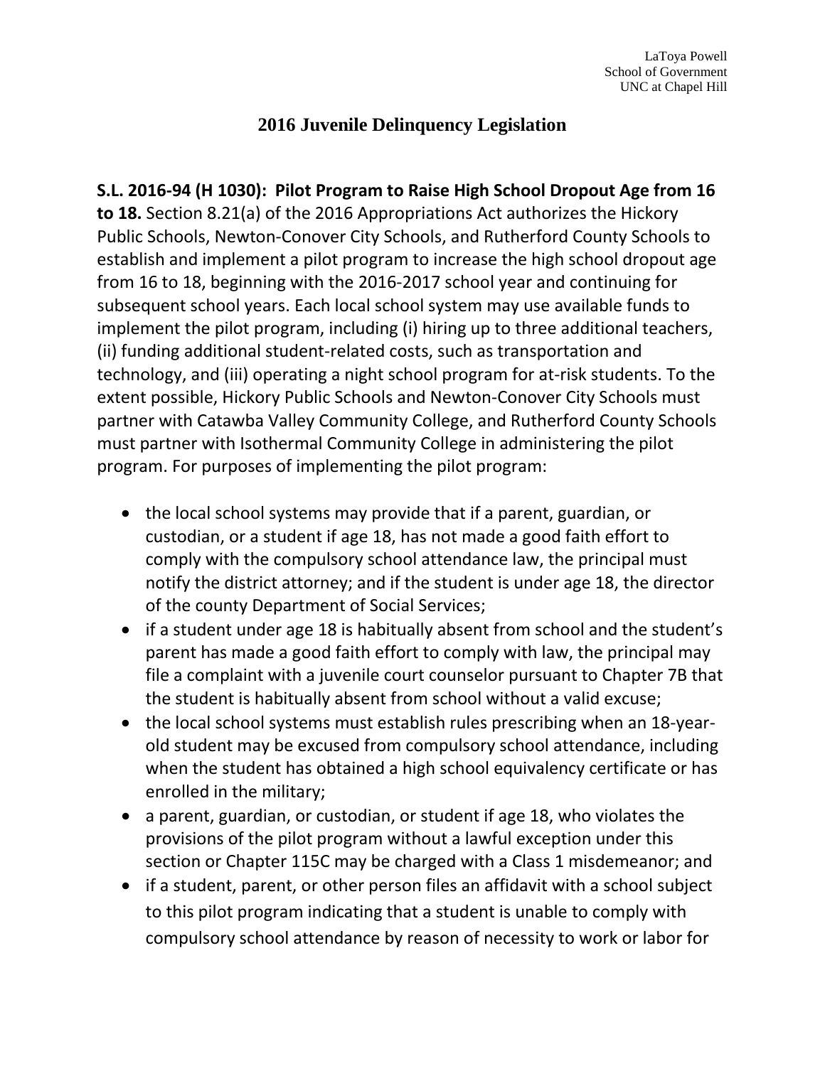LaToya Powell
School of Government
UNC at Chapel Hill

# 2016 Juvenile Delinquency Legislation

**S.L. 2016-94 (H 1030): Pilot Program to Raise High School Dropout Age from 16 to 18.** Section 8.21(a) of the 2016 Appropriations Act authorizes the Hickory Public Schools, Newton-Conover City Schools, and Rutherford County Schools to establish and implement a pilot program to increase the high school dropout age from 16 to 18, beginning with the 2016-2017 school year and continuing for subsequent school years. Each local school system may use available funds to implement the pilot program, including (i) hiring up to three additional teachers, (ii) funding additional student-related costs, such as transportation and technology, and (iii) operating a night school program for at-risk students. To the extent possible, Hickory Public Schools and Newton-Conover City Schools must partner with Catawba Valley Community College, and Rutherford County Schools must partner with Isothermal Community College in administering the pilot program. For purposes of implementing the pilot program:

- the local school systems may provide that if a parent, guardian, or custodian, or a student if age 18, has not made a good faith effort to comply with the compulsory school attendance law, the principal must notify the district attorney; and if the student is under age 18, the director of the county Department of Social Services;
- if a student under age 18 is habitually absent from school and the student's parent has made a good faith effort to comply with law, the principal may file a complaint with a juvenile court counselor pursuant to Chapter 7B that the student is habitually absent from school without a valid excuse;
- the local school systems must establish rules prescribing when an 18-year-old student may be excused from compulsory school attendance, including when the student has obtained a high school equivalency certificate or has enrolled in the military;
- a parent, guardian, or custodian, or student if age 18, who violates the provisions of the pilot program without a lawful exception under this section or Chapter 115C may be charged with a Class 1 misdemeanor; and
- if a student, parent, or other person files an affidavit with a school subject to this pilot program indicating that a student is unable to comply with compulsory school attendance by reason of necessity to work or labor for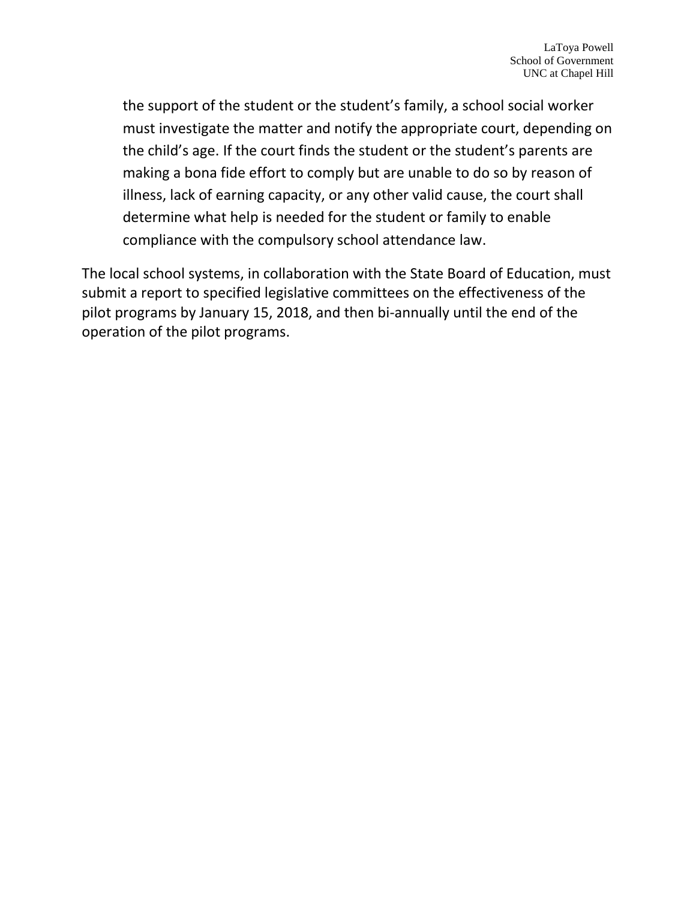> the support of the student or the student's family, a school social worker must investigate the matter and notify the appropriate court, depending on the child's age. If the court finds the student or the student's parents are making a bona fide effort to comply but are unable to do so by reason of illness, lack of earning capacity, or any other valid cause, the court shall determine what help is needed for the student or family to enable compliance with the compulsory school attendance law.

The local school systems, in collaboration with the State Board of Education, must submit a report to specified legislative committees on the effectiveness of the pilot programs by January 15, 2018, and then bi-annually until the end of the operation of the pilot programs.